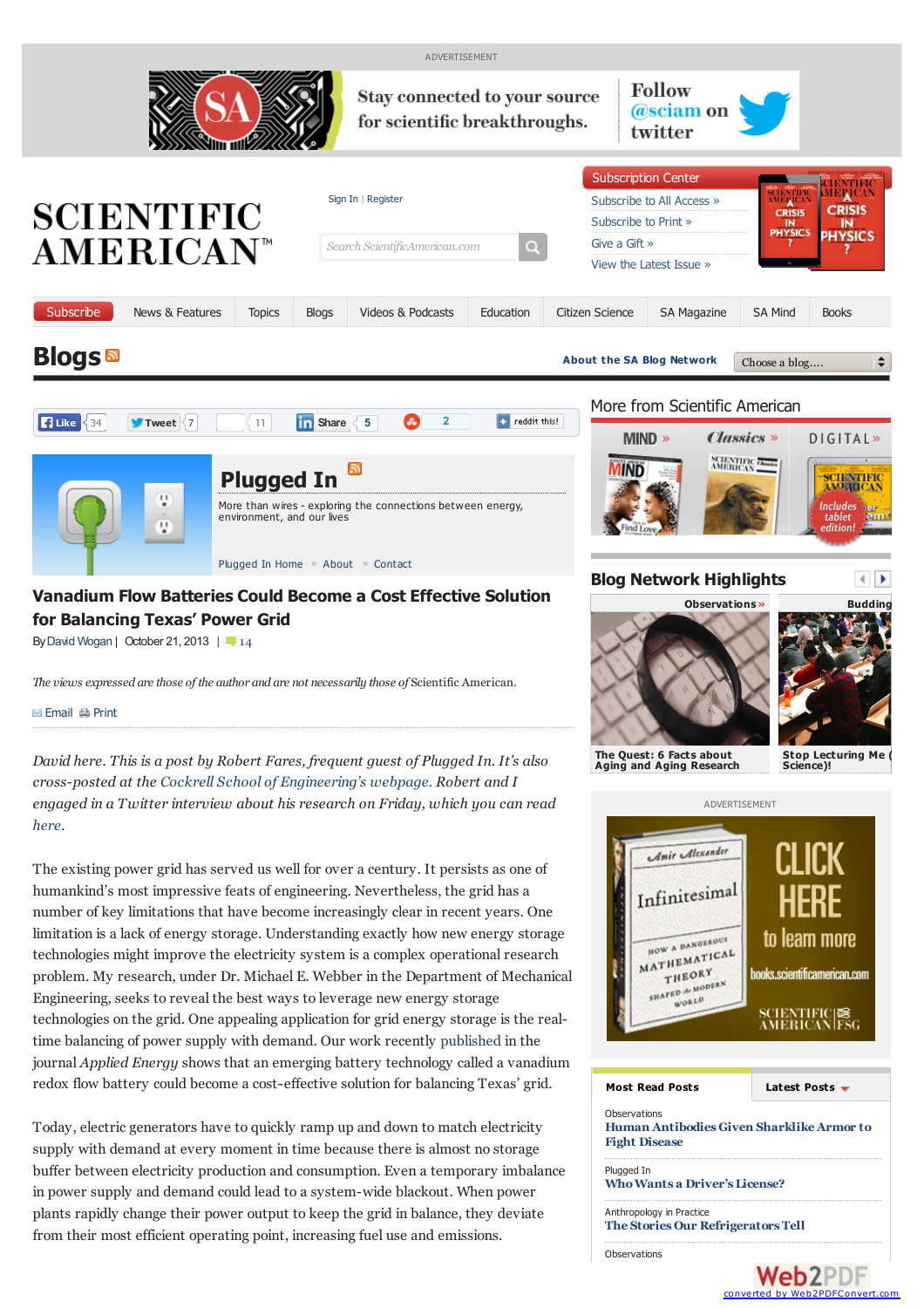# Vanadium Flow Batteries Could Become a Cost Effective Solution for Balancing Texas' Power Grid

By David Wogan | October 21, 2013 | 14

*The views expressed are those of the author and not necessarily those of Scientific American.*

*David here. This is a post by Robert Fares, frequent guest of Plugged In. It's also cross-posted at the Cockrell School of Engineering's webpage. Robert and I engaged in a Twitter interview about his research on Friday, which you can read here.*

The existing power grid has served us well for over a century. It persists as one of humankind's most impressive feats of engineering. Nevertheless, the grid has a number of key limitations that have become increasingly clear in recent years. One limitation is a lack of energy storage. Understanding exactly how new energy storage technologies might improve the electricity system is a complex operational research problem. My research, under Dr. Michael E. Webber in the Department of Mechanical Engineering, seeks to reveal the best ways to leverage new energy storage technologies on the grid. One appealing application for grid energy storage is the real-time balancing of power supply with demand. Our work recently published in the journal *Applied Energy* shows that an emerging battery technology called a vanadium redox flow battery could become a cost-effective solution for balancing Texas' grid.

Today, electric generators have to quickly ramp up and down to match electricity supply with demand at every moment in time because there is almost no storage buffer between electricity production and consumption. Even a temporary imbalance in power supply and demand could lead to a system-wide blackout. When power plants rapidly change their power output to keep the grid in balance, they deviate from their most efficient operating point, increasing fuel use and emissions.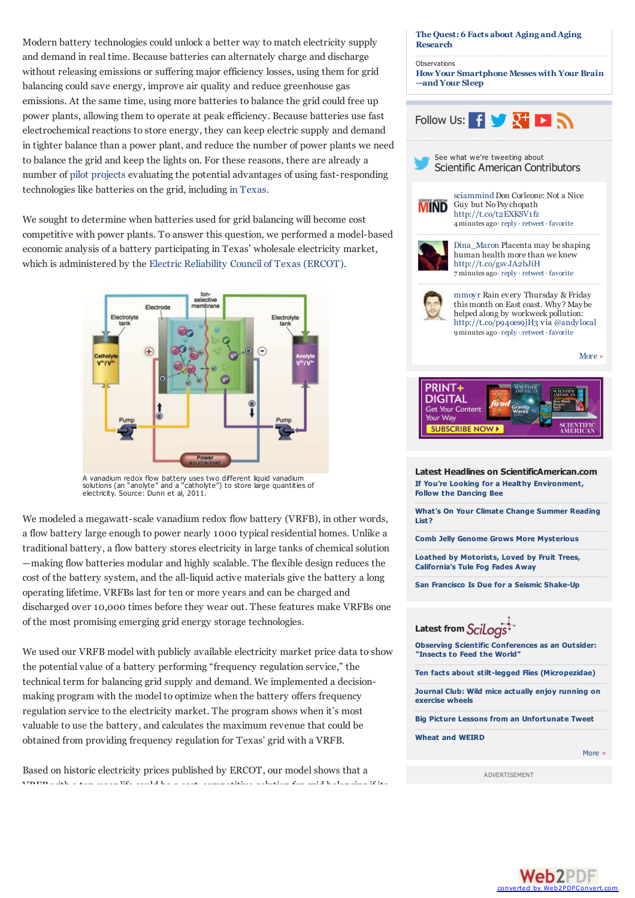Modern battery technologies could unlock a better way to match electricity supply and demand in real time. Because batteries can alternately charge and discharge without releasing emissions or suffering major efficiency losses, using them for grid balancing could save energy, improve air quality and reduce greenhouse gas emissions. At the same time, using more batteries to balance the grid could free up power plants, allowing them to operate at peak efficiency. Because batteries use fast electrochemical reactions to store energy, they can keep electric supply and demand in tighter balance than a power plant, and reduce the number of power plants we need to balance the grid and keep the lights on. For these reasons, there are already a number of pilot projects evaluating the potential advantages of using fast-responding technologies like batteries on the grid, including in Texas.

We sought to determine when batteries used for grid balancing will become cost competitive with power plants. To answer this question, we performed a model-based economic analysis of a battery participating in Texas' wholesale electricity market, which is administered by the Electric Reliability Council of Texas (ERCOT).

A vanadium redox flow battery uses two different liquid vanadium solutions (an "anolyte" and a "catholyte") to store large quantities of electricity. Source: Dunn et al, 2011.

We modeled a megawatt-scale vanadium redox flow battery (VRFB), in other words, a flow battery large enough to power nearly 1000 typical residential homes. Unlike a traditional battery, a flow battery stores electricity in large tanks of chemical solution—making flow batteries modular and highly scalable. The flexible design reduces the cost of the battery system, and the all-liquid active materials give the battery a long operating lifetime. VRFBs last for ten or more years and can be charged and discharged over 10,000 times before they wear out. These features make VRFBs one of the most promising emerging grid energy storage technologies.

We used our VRFB model with publicly available electricity market price data to show the potential value of a battery performing "frequency regulation service," the technical term for balancing grid supply and demand. We implemented a decision-making program with the model to optimize when the battery offers frequency regulation service to the electricity market. The program shows when it's most valuable to use the battery, and calculates the maximum revenue that could be obtained from providing frequency regulation for Texas' grid with a VRFB.

Based on historic electricity prices published by ERCOT, our model shows that a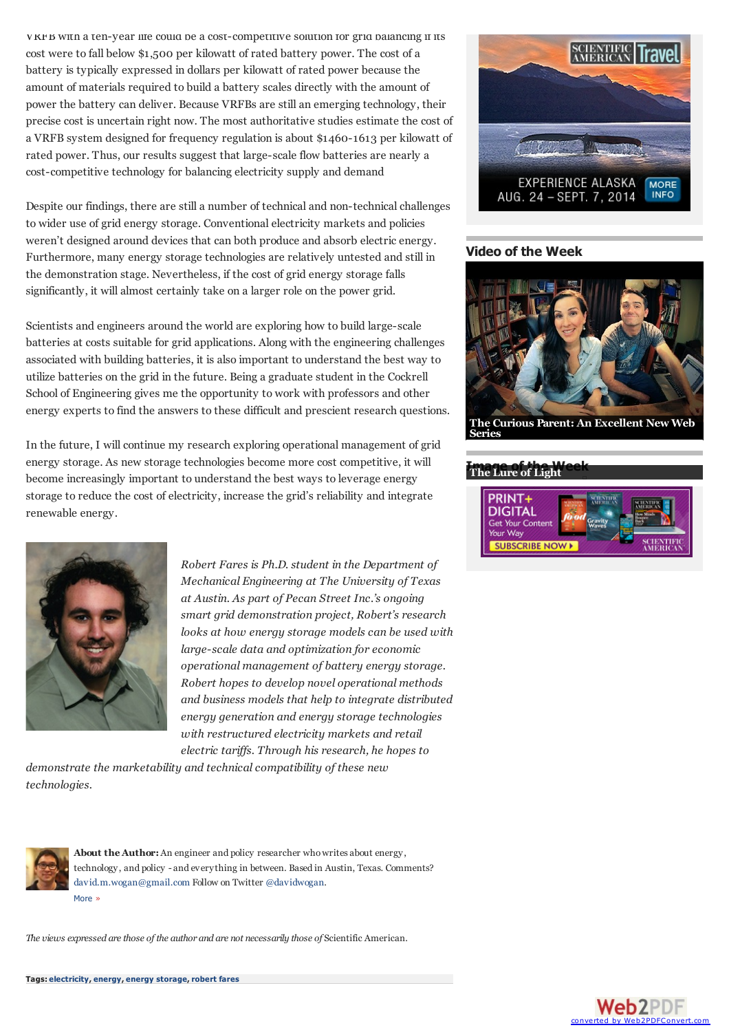VRFB with a ten-year life could be a cost-competitive solution for grid balancing if its cost were to fall below $1,500 per kilowatt of rated battery power. The cost of a battery is typically expressed in dollars per kilowatt of rated power because the amount of materials required to build a battery scales directly with the amount of power the battery can deliver. Because VRFBs are still an emerging technology, their precise cost is uncertain right now. The most authoritative studies estimate the cost of a VRFB system designed for frequency regulation is about $1460-1613 per kilowatt of rated power. Thus, our results suggest that large-scale flow batteries are nearly a cost-competitive technology for balancing electricity supply and demand

Despite our findings, there are still a number of technical and non-technical challenges to wider use of grid energy storage. Conventional electricity markets and policies weren't designed around devices that can both produce and absorb electric energy. Furthermore, many energy storage technologies are relatively untested and still in the demonstration stage. Nevertheless, if the cost of grid energy storage falls significantly, it will almost certainly take on a larger role on the power grid.

Scientists and engineers around the world are exploring how to build large-scale batteries at costs suitable for grid applications. Along with the engineering challenges associated with building batteries, it is also important to understand the best way to utilize batteries on the grid in the future. Being a graduate student in the Cockrell School of Engineering gives me the opportunity to work with professors and other energy experts to find the answers to these difficult and prescient research questions.

In the future, I will continue my research exploring operational management of grid energy storage. As new storage technologies become more cost competitive, it will become increasingly important to understand the best ways to leverage energy storage to reduce the cost of electricity, increase the grid's reliability and integrate renewable energy.

*Robert Fares is Ph.D. student in the Department of Mechanical Engineering at The University of Texas at Austin. As part of Pecan Street Inc.'s ongoing smart grid demonstration project, Robert's research looks at how energy storage models can be used with large-scale data and optimization for economic operational management of battery energy storage. Robert hopes to develop novel operational methods and business models that help to integrate distributed energy generation and energy storage technologies with restructured electricity markets and retail electric tariffs. Through his research, he hopes to demonstrate the marketability and technical compatibility of these new technologies.*

**About the Author:** An engineer and policy researcher who writes about energy, technology, and policy - and everything in between. Based in Austin, Texas. Comments? david.m.wogan@gmail.com Follow on Twitter @davidwogan.

More »

*The views expressed are those of the author and are not necessarily those of* Scientific American.

**Tags:** electricity, energy, energy storage, robert fares

EXPERIENCE ALASKA AUG. 24 – SEPT. 7, 2014 MORE INFO

## Video of the Week

The Curious Parent: An Excellent New Web Series

## Image of the Week

The Lure of Light

PRINT+ DIGITAL Get Your Content Your Way SUBSCRIBE NOW